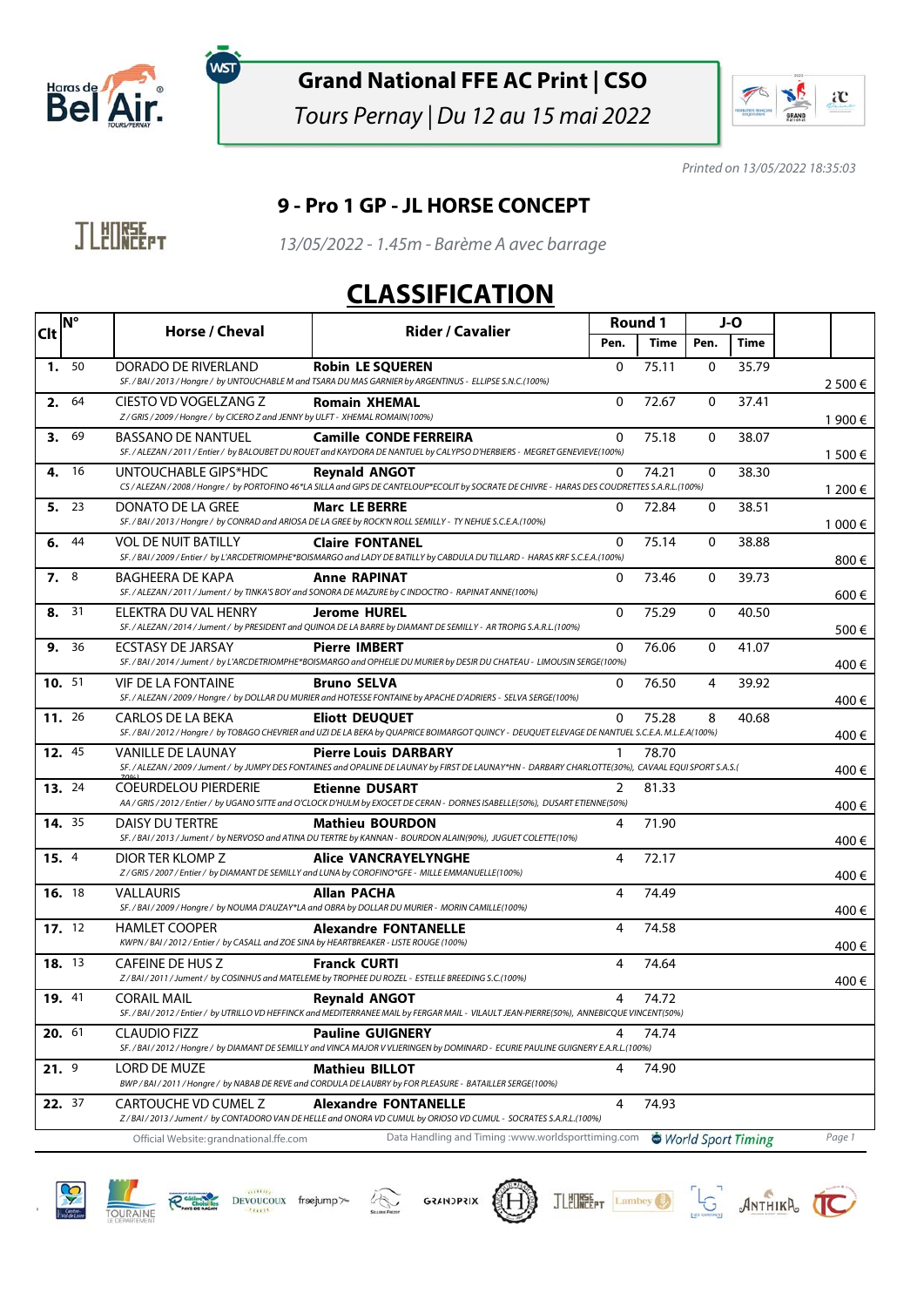# Grand National FFE AC Print | CSO

*Tours Pernay | Du 12 au 15 mai 2022*

*Printed on 13/05/2022 18:35:03*

## 9 - Pro 1 GP - JL HORSE CONCEPT

*13/05/2022 - 1.45m - Barème A avec barrage*

## CLASSIFICATION

| Clt | N° | Horse / Cheval | Rider / Cavalier | Round 1 | | J-O | | |
|---|---|---|---|---|---|---|---|---|
| | | | | Pen. | Time | Pen. | Time | |
| 1. | 50 | DORADO DE RIVERLAND<br>*SF. / BAI / 2013 / Hongre / by UNTOUCHABLE M and TSARA DU MAS GARNIER by ARGENTINUS - ELLIPSE S.N.C.(100%)* | **Robin LE SQUEREN** | 0 | 75.11 | 0 | 35.79 | 2 500 € |
| 2. | 64 | CIESTO VD VOGELZANG Z<br>*Z / GRIS / 2009 / Hongre / by CICERO Z and JENNY by ULFT - XHEMAL ROMAIN(100%)* | **Romain XHEMAL** | 0 | 72.67 | 0 | 37.41 | 1 900 € |
| 3. | 69 | BASSANO DE NANTUEL<br>*SF. / ALEZAN / 2011 / Entier / by BALOUBET DU ROUET and KAYDORA DE NANTUEL by CALYPSO D'HERBIERS - MEGRET GENEVIEVE(100%)* | **Camille CONDE FERREIRA** | 0 | 75.18 | 0 | 38.07 | 1 500 € |
| 4. | 16 | UNTOUCHABLE GIPS*HDC<br>*CS / ALEZAN / 2008 / Hongre / by PORTOFINO 46*LA SILLA and GIPS DE CANTELOUP*ECOLIT by SOCRATE DE CHIVRE - HARAS DES COUDRETTES S.A.R.L.(100%)* | **Reynald ANGOT** | 0 | 74.21 | 0 | 38.30 | 1 200 € |
| 5. | 23 | DONATO DE LA GREE<br>*SF. / BAI / 2013 / Hongre / by CONRAD and ARIOSA DE LA GREE by ROCK'N ROLL SEMILLY - TY NEHUE S.C.E.A.(100%)* | **Marc LE BERRE** | 0 | 72.84 | 0 | 38.51 | 1 000 € |
| 6. | 44 | VOL DE NUIT BATILLY<br>*SF. / BAI / 2009 / Entier / by L'ARCDETRIOMPHE*BOISMARGO and LADY DE BATILLY by CABDULA DU TILLARD - HARAS KRF S.C.E.A.(100%)* | **Claire FONTANEL** | 0 | 75.14 | 0 | 38.88 | 800 € |
| 7. | 8 | BAGHEERA DE KAPA<br>*SF. / ALEZAN / 2011 / Jument / by TINKA'S BOY and SONORA DE MAZURE by C INDOCTRO - RAPINAT ANNE(100%)* | **Anne RAPINAT** | 0 | 73.46 | 0 | 39.73 | 600 € |
| 8. | 31 | ELEKTRA DU VAL HENRY<br>*SF. / ALEZAN / 2014 / Jument / by PRESIDENT and QUINOA DE LA BARRE by DIAMANT DE SEMILLY - AR TROPIG S.A.R.L.(100%)* | **Jerome HUREL** | 0 | 75.29 | 0 | 40.50 | 500 € |
| 9. | 36 | ECSTASY DE JARSAY<br>*SF. / BAI / 2014 / Jument / by L'ARCDETRIOMPHE*BOISMARGO and OPHELIE DU MURIER by DESIR DU CHATEAU - LIMOUSIN SERGE(100%)* | **Pierre IMBERT** | 0 | 76.06 | 0 | 41.07 | 400 € |
| 10. | 51 | VIF DE LA FONTAINE<br>*SF. / ALEZAN / 2009 / Hongre / by DOLLAR DU MURIER and HOTESSE FONTAINE by APACHE D'ADRIERS - SELVA SERGE(100%)* | **Bruno SELVA** | 0 | 76.50 | 4 | 39.92 | 400 € |
| 11. | 26 | CARLOS DE LA BEKA<br>*SF. / BAI / 2012 / Hongre / by TOBAGO CHEVRIER and UZI DE LA BEKA by QUAPRICE BOIMARGOT QUINCY - DEUQUET ELEVAGE DE NANTUEL S.C.E.A. M.L.E.A(100%)* | **Eliott DEUQUET** | 0 | 75.28 | 8 | 40.68 | 400 € |
| 12. | 45 | VANILLE DE LAUNAY<br>*SF. / ALEZAN / 2009 / Jument / by JUMPY DES FONTAINES and OPALINE DE LAUNAY by FIRST DE LAUNAY*HN - DARBARY CHARLOTTE(30%), CAVAAL EQUI SPORT S.A.S.(70%)* | **Pierre Louis DARBARY** | 1 | 78.70 | | | 400 € |
| 13. | 24 | COEURDELOU PIERDERIE<br>*AA / GRIS / 2012 / Entier / by UGANO SITTE and O'CLOCK D'HULM by EXOCET DE CERAN - DORNES ISABELLE(50%), DUSART ETIENNE(50%)* | **Etienne DUSART** | 2 | 81.33 | | | 400 € |
| 14. | 35 | DAISY DU TERTRE<br>*SF. / BAI / 2013 / Jument / by NERVOSO and ATINA DU TERTRE by KANNAN - BOURDON ALAIN(90%), JUGUET COLETTE(10%)* | **Mathieu BOURDON** | 4 | 71.90 | | | 400 € |
| 15. | 4 | DIOR TER KLOMP Z<br>*Z / GRIS / 2007 / Entier / by DIAMANT DE SEMILLY and LUNA by COROFINO*GFE - MILLE EMMANUELLE(100%)* | **Alice VANCRAYELYNGHE** | 4 | 72.17 | | | 400 € |
| 16. | 18 | VALLAURIS<br>*SF. / BAI / 2009 / Hongre / by NOUMA D'AUZAY*LA and OBRA by DOLLAR DU MURIER - MORIN CAMILLE(100%)* | **Allan PACHA** | 4 | 74.49 | | | 400 € |
| 17. | 12 | HAMLET COOPER<br>*KWPN / BAI / 2012 / Entier / by CASALL and ZOE SINA by HEARTBREAKER - LISTE ROUGE (100%)* | **Alexandre FONTANELLE** | 4 | 74.58 | | | 400 € |
| 18. | 13 | CAFEINE DE HUS Z<br>*Z / BAI / 2011 / Jument / by COSINHUS and MATELEME by TROPHEE DU ROZEL - ESTELLE BREEDING S.C.(100%)* | **Franck CURTI** | 4 | 74.64 | | | 400 € |
| 19. | 41 | CORAIL MAIL<br>*SF. / BAI / 2012 / Entier / by UTRILLO VD HEFFINCK and MEDITERRANEE MAIL by FERGAR MAIL - VILAULT JEAN-PIERRE(50%), ANNEBICQUE VINCENT(50%)* | **Reynald ANGOT** | 4 | 74.72 | | | |
| 20. | 61 | CLAUDIO FIZZ<br>*SF. / BAI / 2012 / Hongre / by DIAMANT DE SEMILLY and VINCA MAJOR V VLIERINGEN by DOMINARD - ECURIE PAULINE GUIGNERY E.A.R.L.(100%)* | **Pauline GUIGNERY** | 4 | 74.74 | | | |
| 21. | 9 | LORD DE MUZE<br>*BWP / BAI / 2011 / Hongre / by NABAB DE REVE and CORDULA DE LAUBRY by FOR PLEASURE - BATAILLER SERGE(100%)* | **Mathieu BILLOT** | 4 | 74.90 | | | |
| 22. | 37 | CARTOUCHE VD CUMEL Z<br>*Z / BAI / 2013 / Jument / by CONTADORO VAN DE HELLE and ONORA VD CUMUL by ORIOSO VD CUMUL - SOCRATES S.A.R.L.(100%)* | **Alexandre FONTANELLE** | 4 | 74.93 | | | |

Official Website: grandnational.ffe.com — Data Handling and Timing :www.worldsporttiming.com — World Sport Timing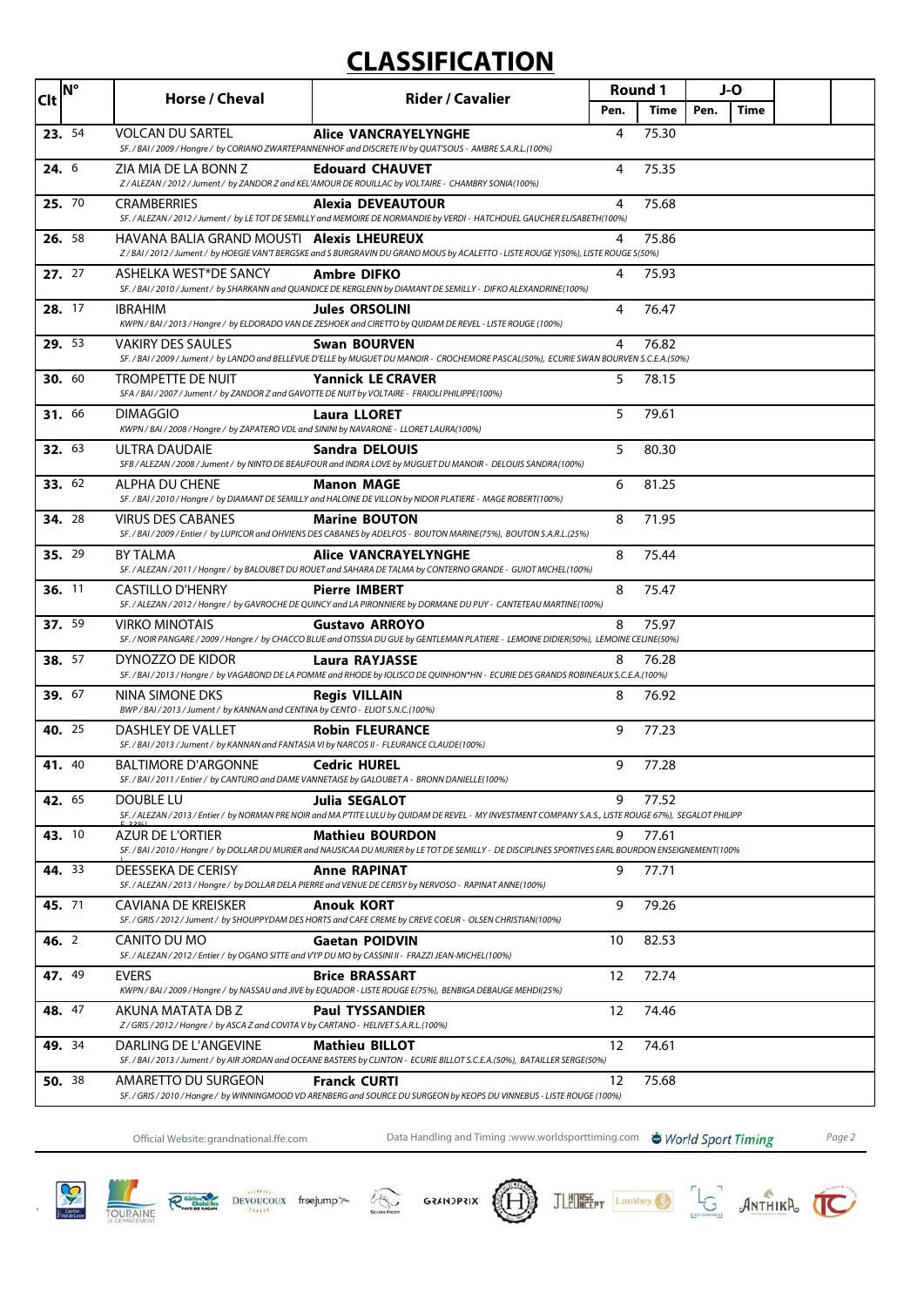# CLASSIFICATION

| Clt | N° | Horse / Cheval | Rider / Cavalier | Round 1 | | J-O | | |
|---|---|---|---|---|---|---|---|---|
| | | | | Pen. | Time | Pen. | Time | |
| 23. | 54 | VOLCAN DU SARTEL<br>*SF. / BAI / 2009 / Hongre / by CORIANO ZWARTEPANNENHOF and DISCRETE IV by QUAT'SOUS - AMBRE S.A.R.L.(100%)* | **Alice VANCRAYELYNGHE** | 4 | 75.30 | | | |
| 24. | 6 | ZIA MIA DE LA BONN Z<br>*Z / ALEZAN / 2012 / Jument / by ZANDOR Z and KEL'AMOUR DE ROUILLAC by VOLTAIRE - CHAMBRY SONIA(100%)* | **Edouard CHAUVET** | 4 | 75.35 | | | |
| 25. | 70 | CRAMBERRIES<br>*SF. / ALEZAN / 2012 / Jument / by LE TOT DE SEMILLY and MEMOIRE DE NORMANDIE by VERDI - HATCHOUEL GAUCHER ELISABETH(100%)* | **Alexia DEVEAUTOUR** | 4 | 75.68 | | | |
| 26. | 58 | HAVANA BALIA GRAND MOUSTI<br>*Z / BAI / 2012 / Jument / by HOEGIE VAN'T BERGSKE and S BURGRAVIN DU GRAND MOUS by ACALETTO - LISTE ROUGE Y(50%), LISTE ROUGE S(50%)* | **Alexis LHEUREUX** | 4 | 75.86 | | | |
| 27. | 27 | ASHELKA WEST*DE SANCY<br>*SF. / BAI / 2010 / Jument / by SHARKANN and QUANDICE DE KERGLENN by DIAMANT DE SEMILLY - DIFKO ALEXANDRINE(100%)* | **Ambre DIFKO** | 4 | 75.93 | | | |
| 28. | 17 | IBRAHIM<br>*KWPN / BAI / 2013 / Hongre / by ELDORADO VAN DE ZESHOEK and CIRETTO by QUIDAM DE REVEL - LISTE ROUGE (100%)* | **Jules ORSOLINI** | 4 | 76.47 | | | |
| 29. | 53 | VAKIRY DES SAULES<br>*SF. / BAI / 2009 / Jument / by LANDO and BELLEVUE D'ELLE by MUGUET DU MANOIR - CROCHEMORE PASCAL(50%), ECURIE SWAN BOURVEN S.C.E.A.(50%)* | **Swan BOURVEN** | 4 | 76.82 | | | |
| 30. | 60 | TROMPETTE DE NUIT<br>*SFA / BAI / 2007 / Jument / by ZANDOR Z and GAVOTTE DE NUIT by VOLTAIRE - FRAIOLI PHILIPPE(100%)* | **Yannick LE CRAVER** | 5 | 78.15 | | | |
| 31. | 66 | DIMAGGIO<br>*KWPN / BAI / 2008 / Hongre / by ZAPATERO VDL and SININI by NAVARONE - LLORET LAURA(100%)* | **Laura LLORET** | 5 | 79.61 | | | |
| 32. | 63 | ULTRA DAUDAIE<br>*SFB / ALEZAN / 2008 / Jument / by NINTO DE BEAUFOUR and INDRA LOVE by MUGUET DU MANOIR - DELOUIS SANDRA(100%)* | **Sandra DELOUIS** | 5 | 80.30 | | | |
| 33. | 62 | ALPHA DU CHENE<br>*SF. / BAI / 2010 / Hongre / by DIAMANT DE SEMILLY and HALOINE DE VILLON by NIDOR PLATIERE - MAGE ROBERT(100%)* | **Manon MAGE** | 6 | 81.25 | | | |
| 34. | 28 | VIRUS DES CABANES<br>*SF. / BAI / 2009 / Entier / by LUPICOR and OHVIENS DES CABANES by ADELFOS - BOUTON MARINE(75%), BOUTON S.A.R.L.(25%)* | **Marine BOUTON** | 8 | 71.95 | | | |
| 35. | 29 | BY TALMA<br>*SF. / ALEZAN / 2011 / Hongre / by BALOUBET DU ROUET and SAHARA DE TALMA by CONTERNO GRANDE - GUIOT MICHEL(100%)* | **Alice VANCRAYELYNGHE** | 8 | 75.44 | | | |
| 36. | 11 | CASTILLO D'HENRY<br>*SF. / ALEZAN / 2012 / Hongre / by GAVROCHE DE QUINCY and LA PIRONNIERE by DORMANE DU PUY - CANTETEAU MARTINE(100%)* | **Pierre IMBERT** | 8 | 75.47 | | | |
| 37. | 59 | VIRKO MINOTAIS<br>*SF. / NOIR PANGARE / 2009 / Hongre / by CHACCO BLUE and OTISSIA DU GUE by GENTLEMAN PLATIERE - LEMOINE DIDIER(50%), LEMOINE CELINE(50%)* | **Gustavo ARROYO** | 8 | 75.97 | | | |
| 38. | 57 | DYNOZZO DE KIDOR<br>*SF. / BAI / 2013 / Hongre / by VAGABOND DE LA POMME and RHODE by IOLISCO DE QUINHON*HN - ECURIE DES GRANDS ROBINEAUX S.C.E.A.(100%)* | **Laura RAYJASSE** | 8 | 76.28 | | | |
| 39. | 67 | NINA SIMONE DKS<br>*BWP / BAI / 2013 / Jument / by KANNAN and CENTINA by CENTO - ELIOT S.N.C.(100%)* | **Regis VILLAIN** | 8 | 76.92 | | | |
| 40. | 25 | DASHLEY DE VALLET<br>*SF. / BAI / 2013 / Jument / by KANNAN and FANTASIA VI by NARCOS II - FLEURANCE CLAUDE(100%)* | **Robin FLEURANCE** | 9 | 77.23 | | | |
| 41. | 40 | BALTIMORE D'ARGONNE<br>*SF. / BAI / 2011 / Entier / by CANTURO and DAME VANNETAISE by GALOUBET A - BRONN DANIELLE(100%)* | **Cedric HUREL** | 9 | 77.28 | | | |
| 42. | 65 | DOUBLE LU<br>*SF. / ALEZAN / 2013 / Entier / by NORMAN PRE NOIR and MA P'TITE LULU by QUIDAM DE REVEL - MY INVESTMENT COMPANY S.A.S., LISTE ROUGE(67%), SEGALOT PHILIPP E 33%)* | **Julia SEGALOT** | 9 | 77.52 | | | |
| 43. | 10 | AZUR DE L'ORTIER<br>*SF. / BAI / 2010 / Hongre / by DOLLAR DU MURIER and NAUSICAA DU MURIER by LE TOT DE SEMILLY - DE DISCIPLINES SPORTIVES EARL BOURDON ENSEIGNEMENT(100%)* | **Mathieu BOURDON** | 9 | 77.61 | | | |
| 44. | 33 | DEESSEKA DE CERISY<br>*SF. / ALEZAN / 2013 / Hongre / by DOLLAR DELA PIERRE and VENUE DE CERISY by NERVOSO - RAPINAT ANNE(100%)* | **Anne RAPINAT** | 9 | 77.71 | | | |
| 45. | 71 | CAVIANA DE KREISKER<br>*SF. / GRIS / 2012 / Jument / by SHOUPPYDAM DES HORTS and CAFE CREME by CREVE COEUR - OLSEN CHRISTIAN(100%)* | **Anouk KORT** | 9 | 79.26 | | | |
| 46. | 2 | CANITO DU MO<br>*SF. / ALEZAN / 2012 / Entier / by OGANO SITTE and V'I'P DU MO by CASSINI II - FRAZZI JEAN-MICHEL(100%)* | **Gaetan POIDVIN** | 10 | 82.53 | | | |
| 47. | 49 | EVERS<br>*KWPN / BAI / 2009 / Hongre / by NASSAU and JIVE by EQUADOR - LISTE ROUGE E(75%), BENBIGA DEBAUGE MEHDI(25%)* | **Brice BRASSART** | 12 | 72.74 | | | |
| 48. | 47 | AKUNA MATATA DB Z<br>*Z / GRIS / 2012 / Hongre / by ASCA Z and COVITA V by CARTANO - HELIVET S.A.R.L.(100%)* | **Paul TYSSANDIER** | 12 | 74.46 | | | |
| 49. | 34 | DARLING DE L'ANGEVINE<br>*SF. / BAI / 2013 / Jument / by AIR JORDAN and OCEANE BASTERS by CLINTON - ECURIE BILLOT S.C.E.A.(50%), BATAILLER SERGE(50%)* | **Mathieu BILLOT** | 12 | 74.61 | | | |
| 50. | 38 | AMARETTO DU SURGEON<br>*SF. / GRIS / 2010 / Hongre / by WINNINGMOOD VD ARENBERG and SOURCE DU SURGEON by KEOPS DU VINNEBUS - LISTE ROUGE (100%)* | **Franck CURTI** | 12 | 75.68 | | | |

Official Website: grandnational.ffe.com | Data Handling and Timing : www.worldsporttiming.com | World Sport Timing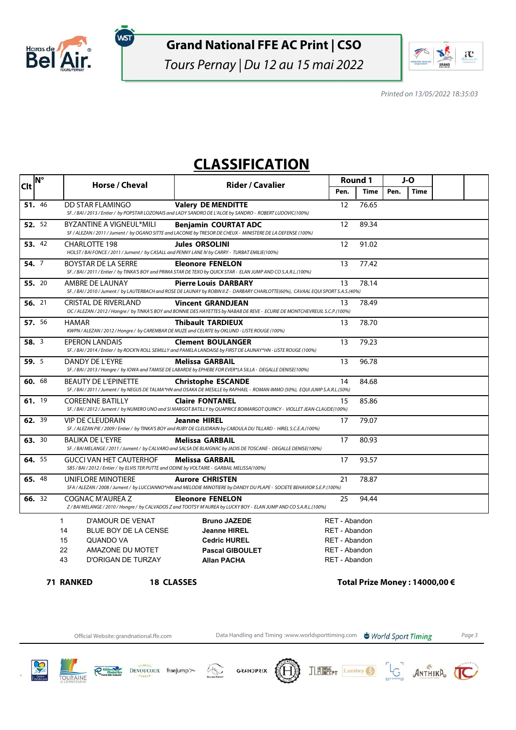# Grand National FFE AC Print | CSO

*Tours Pernay | Du 12 au 15 mai 2022*

*Printed on 13/05/2022 18:35:03*

## CLASSIFICATION

| Clt | N° | Horse / Cheval | Rider / Cavalier | Round 1 | | J-O | |
|---|---|---|---|---|---|---|---|
| | | | | Pen. | Time | Pen. | Time |
| 51. | 46 | DD STAR FLAMINGO<br>*SF. / BAI / 2013 / Entier / by POPSTAR LOZONAIS and LADY SANDRO DE L'ALOE by SANDRO - ROBERT LUDOVIC(100%)* | **Valery DE MENDITTE** | 12 | 76.65 | | |
| 52. | 52 | BYZANTINE A VIGNEUL*MILI<br>*SF / ALEZAN / 2011 / Jument / by OGANO SITTE and LACONIE by TRESOR DE CHEUX - MINISTERE DE LA DEFENSE (100%)* | **Benjamin COURTAT ADC** | 12 | 89.34 | | |
| 53. | 42 | CHARLOTTE 198<br>*HOLST / BAI FONCE / 2011 / Jument / by CASALL and PENNY LANE IV by CARRY - TURBAT EMILIE(100%)* | **Jules ORSOLINI** | 12 | 91.02 | | |
| 54. | 7 | BOYSTAR DE LA SERRE<br>*SF. / BAI / 2011 / Entier / by TINKA'S BOY and PRIMA STAR DE TEXO by QUICK STAR - ELAN JUMP AND CO S.A.R.L.(100%)* | **Eleonore FENELON** | 13 | 77.42 | | |
| 55. | 20 | AMBRE DE LAUNAY<br>*SF. / BAI / 2010 / Jument / by LAUTERBACH and ROSE DE LAUNAY by ROBIN II Z - DARBARY CHARLOTTE(60%), CAVAAL EQUI SPORT S.A.S.(40%)* | **Pierre Louis DARBARY** | 13 | 78.14 | | |
| 56. | 21 | CRISTAL DE RIVERLAND<br>*OC / ALEZAN / 2012 / Hongre / by TINKA'S BOY and BONNIE DES HAYETTES by NABAB DE REVE - ECURIE DE MONTCHEVREUIL S.C.P.(100%)* | **Vincent GRANDJEAN** | 13 | 78.49 | | |
| 57. | 56 | HAMAR<br>*KWPN / ALEZAN / 2012 / Hongre / by CAREMBAR DE MUZE and CELRITE by OKLUND - LISTE ROUGE (100%)* | **Thibault TARDIEUX** | 13 | 78.70 | | |
| 58. | 3 | EPERON LANDAIS<br>*SF. / BAI / 2014 / Entier / by ROCK'N ROLL SEMILLY and PAMELA LANDAISE by FIRST DE LAUNAY*HN - LISTE ROUGE (100%)* | **Clement BOULANGER** | 13 | 79.23 | | |
| 59. | 5 | DANDY DE L'EYRE<br>*SF. / BAI / 2013 / Hongre / by IOWA and TAMISE DE LABARDE by EPHEBE FOR EVER*LA SILLA - DEGALLE DENISE(100%)* | **Melissa GARBAIL** | 13 | 96.78 | | |
| 60. | 68 | BEAUTY DE L'EPINETTE<br>*SF. / BAI / 2011 / Jument / by NEGUS DE TALMA*HN and OSAKA DE MESILLE by RAPHAEL - ROMAN-IMMO (50%), EQUI JUMP S.A.R.L.(50%)* | **Christophe ESCANDE** | 14 | 84.68 | | |
| 61. | 19 | COREENNE BATILLY<br>*SF. / BAI / 2012 / Jument / by NUMERO UNO and SI MARGOT BATILLY by QUAPRICE BOIMARGOT QUINCY - VIOLLET JEAN-CLAUDE(100%)* | **Claire FONTANEL** | 15 | 85.86 | | |
| 62. | 39 | VIP DE CLEUDRAIN<br>*SF. / ALEZAN PIE / 2009 / Entier / by TINKA'S BOY and RUBY DE CLEUDRAIN by CABDULA DU TILLARD - HIREL S.C.E.A.(100%)* | **Jeanne HIREL** | 17 | 79.07 | | |
| 63. | 30 | BALIKA DE L'EYRE<br>*SF. / BAI MELANGE / 2011 / Jument / by CALVARO and SALSA DE BLAIGNAC by JADIS DE TOSCANE - DEGALLE DENISE(100%)* | **Melissa GARBAIL** | 17 | 80.93 | | |
| 64. | 55 | GUCCI VAN HET CAUTERHOF<br>*SBS / BAI / 2012 / Entier / by ELVIS TER PUTTE and ODINE by VOLTAIRE - GARBAIL MELISSA(100%)* | **Melissa GARBAIL** | 17 | 93.57 | | |
| 65. | 48 | UNIFLORE MINOTIERE<br>*SFA / ALEZAN / 2008 / Jument / by LUCCIANNO*HN and MELODIE MINOTIERE by DANDY DU PLAPE - SOCIETE BEHAVIOR S.E.P.(100%)* | **Aurore CHRISTEN** | 21 | 78.87 | | |
| 66. | 32 | COGNAC M'AUREA Z<br>*Z / BAI MELANGE / 2010 / Hongre / by CALVADOS Z and TOOTSY M'AUREA by LUCKY BOY - ELAN JUMP AND CO S.A.R.L.(100%)* | **Eleonore FENELON** | 25 | 94.44 | | |

| | | | |
|---|---|---|---|
| 1 | D'AMOUR DE VENAT | **Bruno JAZEDE** | RET - Abandon |
| 14 | BLUE BOY DE LA CENSE | **Jeanne HIREL** | RET - Abandon |
| 15 | QUANDO VA | **Cedric HUREL** | RET - Abandon |
| 22 | AMAZONE DU MOTET | **Pascal GIBOULET** | RET - Abandon |
| 43 | D'ORIGAN DE TURZAY | **Allan PACHA** | RET - Abandon |

**71 RANKED** **18 CLASSES** **Total Prize Money : 14000,00 €**

Official Website: grandnational.ffe.com Data Handling and Timing :www.worldsporttiming.com World Sport Timing